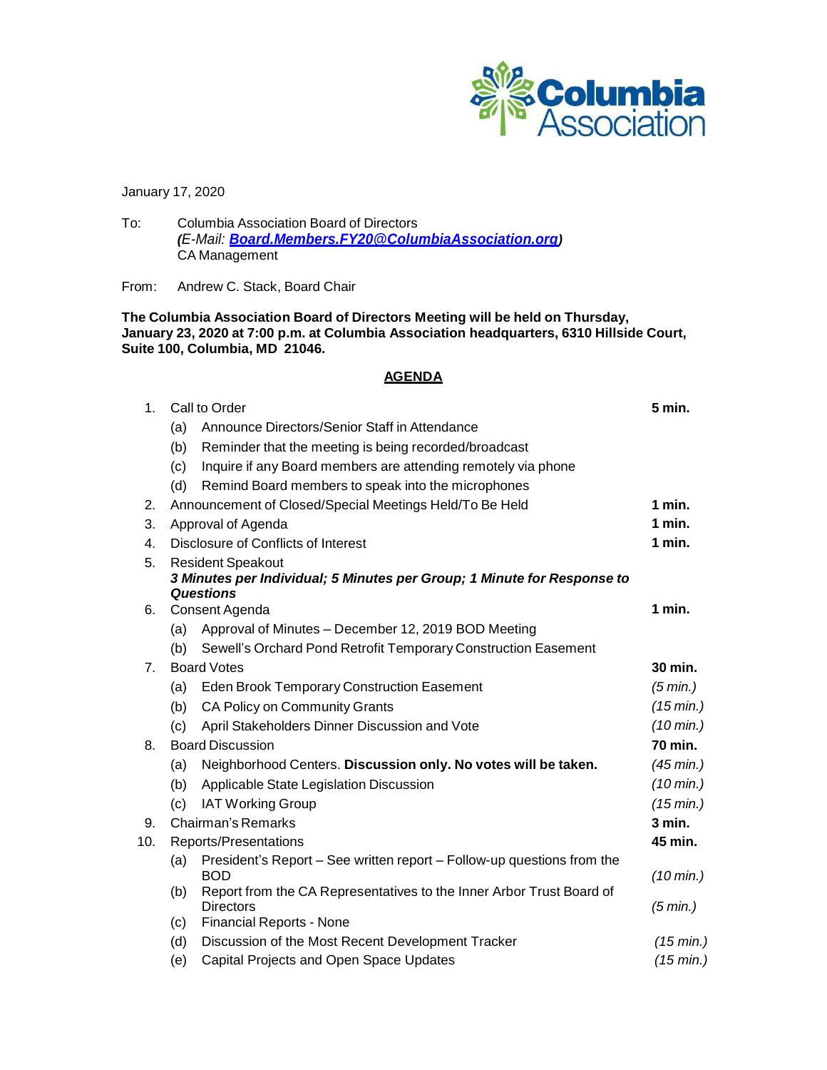January 17, 2020

To: Columbia Association Board of Directors
*(E-Mail: **Board.Members.FY20@ColumbiaAssociation.org**)*
CA Management

From: Andrew C. Stack, Board Chair

**The Columbia Association Board of Directors Meeting will be held on Thursday, January 23, 2020 at 7:00 p.m. at Columbia Association headquarters, 6310 Hillside Court, Suite 100, Columbia, MD 21046.**

## AGENDA

| | | | |
|---|---|---|---|
| 1. | Call to Order | | **5 min.** |
| | (a) | Announce Directors/Senior Staff in Attendance | |
| | (b) | Reminder that the meeting is being recorded/broadcast | |
| | (c) | Inquire if any Board members are attending remotely via phone | |
| | (d) | Remind Board members to speak into the microphones | |
| 2. | Announcement of Closed/Special Meetings Held/To Be Held | | **1 min.** |
| 3. | Approval of Agenda | | **1 min.** |
| 4. | Disclosure of Conflicts of Interest | | **1 min.** |
| 5. | Resident Speakout<br>***3 Minutes per Individual; 5 Minutes per Group; 1 Minute for Response to Questions*** | | |
| 6. | Consent Agenda | | **1 min.** |
| | (a) | Approval of Minutes – December 12, 2019 BOD Meeting | |
| | (b) | Sewell's Orchard Pond Retrofit Temporary Construction Easement | |
| 7. | Board Votes | | **30 min.** |
| | (a) | Eden Brook Temporary Construction Easement | *(5 min.)* |
| | (b) | CA Policy on Community Grants | *(15 min.)* |
| | (c) | April Stakeholders Dinner Discussion and Vote | *(10 min.)* |
| 8. | Board Discussion | | **70 min.** |
| | (a) | Neighborhood Centers. **Discussion only. No votes will be taken.** | *(45 min.)* |
| | (b) | Applicable State Legislation Discussion | *(10 min.)* |
| | (c) | IAT Working Group | *(15 min.)* |
| 9. | Chairman's Remarks | | **3 min.** |
| 10. | Reports/Presentations | | **45 min.** |
| | (a) | President's Report – See written report – Follow-up questions from the BOD | *(10 min.)* |
| | (b) | Report from the CA Representatives to the Inner Arbor Trust Board of Directors | *(5 min.)* |
| | (c) | Financial Reports - None | |
| | (d) | Discussion of the Most Recent Development Tracker | *(15 min.)* |
| | (e) | Capital Projects and Open Space Updates | *(15 min.)* |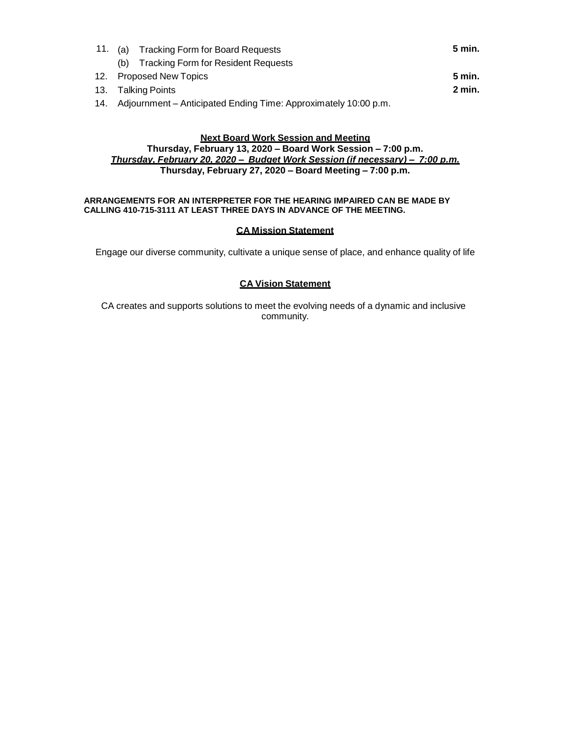11. (a) Tracking Form for Board Requests **5 min.**
    (b) Tracking Form for Resident Requests
12. Proposed New Topics **5 min.**
13. Talking Points **2 min.**
14. Adjournment – Anticipated Ending Time: Approximately 10:00 p.m.

**Next Board Work Session and Meeting**

**Thursday, February 13, 2020 – Board Work Session – 7:00 p.m.**

***Thursday, February 20, 2020 – Budget Work Session (if necessary) – 7:00 p.m.***

**Thursday, February 27, 2020 – Board Meeting – 7:00 p.m.**

**ARRANGEMENTS FOR AN INTERPRETER FOR THE HEARING IMPAIRED CAN BE MADE BY CALLING 410-715-3111 AT LEAST THREE DAYS IN ADVANCE OF THE MEETING.**

**CA Mission Statement**

Engage our diverse community, cultivate a unique sense of place, and enhance quality of life

**CA Vision Statement**

CA creates and supports solutions to meet the evolving needs of a dynamic and inclusive community.